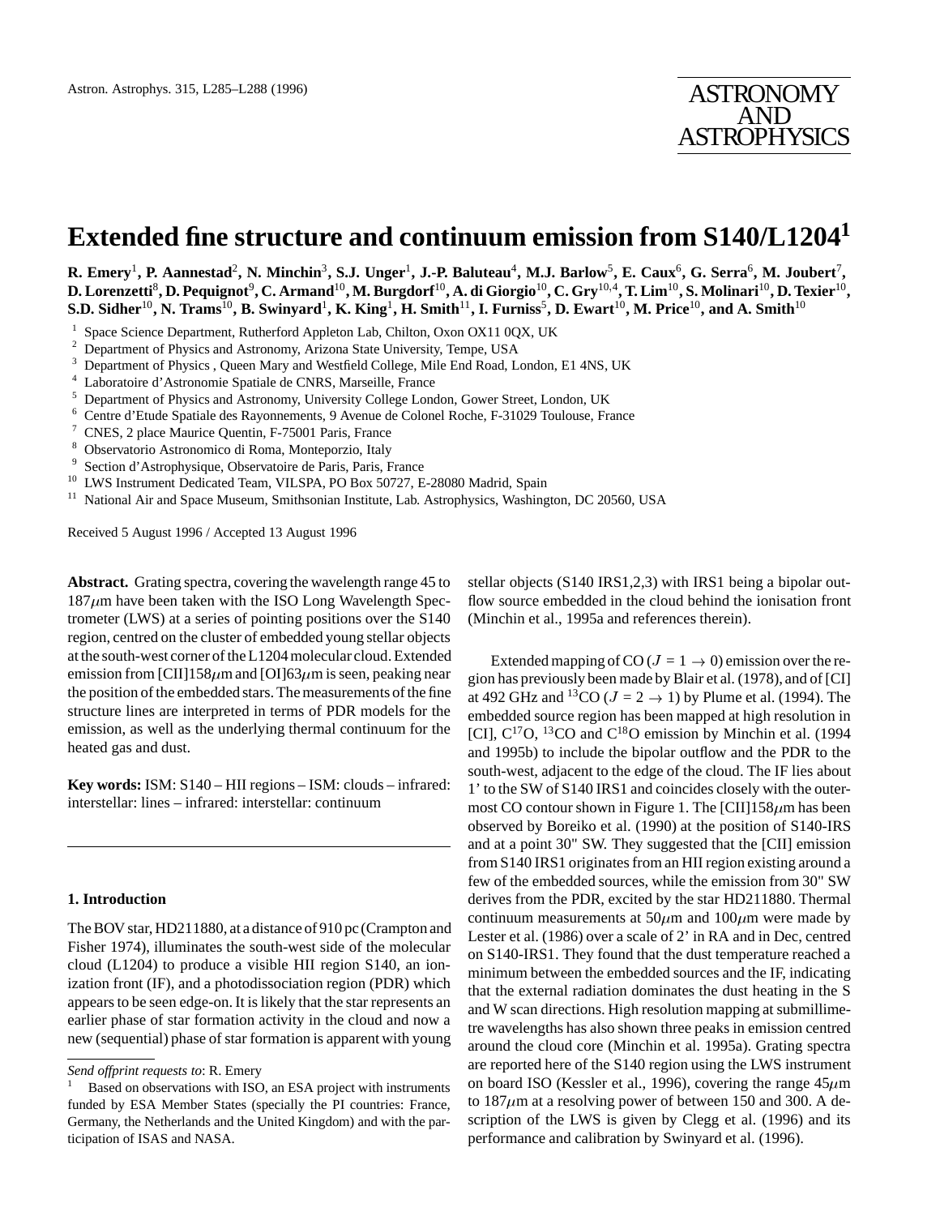# Extended fine structure and continuum emission from S140/L1204[1]

**R. Emery**[1], **P. Aannestad**[2], **N. Minchin**[3], **S.J. Unger**[1], **J.-P. Baluteau**[4], **M.J. Barlow**[5], **E. Caux**[6], **G. Serra**[6], **M. Joubert**[7], **D. Lorenzetti**[8], **D. Pequignot**[9], **C. Armand**[10], **M. Burgdorf**[10], **A. di Giorgio**[10], **C. Gry**[10,4], **T. Lim**[10], **S. Molinari**[10], **D. Texier**[10], **S.D. Sidher**[10], **N. Trams**[10], **B. Swinyard**[1], **K. King**[1], **H. Smith**[11], **I. Furniss**[5], **D. Ewart**[10], **M. Price**[10], **and A. Smith**[10]

[1] Space Science Department, Rutherford Appleton Lab, Chilton, Oxon OX11 0QX, UK
[2] Department of Physics and Astronomy, Arizona State University, Tempe, USA
[3] Department of Physics , Queen Mary and Westfield College, Mile End Road, London, E1 4NS, UK
[4] Laboratoire d'Astronomie Spatiale de CNRS, Marseille, France
[5] Department of Physics and Astronomy, University College London, Gower Street, London, UK
[6] Centre d'Etude Spatiale des Rayonnements, 9 Avenue de Colonel Roche, F-31029 Toulouse, France
[7] CNES, 2 place Maurice Quentin, F-75001 Paris, France
[8] Observatorio Astronomico di Roma, Monteporzio, Italy
[9] Section d'Astrophysique, Observatoire de Paris, Paris, France
[10] LWS Instrument Dedicated Team, VILSPA, PO Box 50727, E-28080 Madrid, Spain
[11] National Air and Space Museum, Smithsonian Institute, Lab. Astrophysics, Washington, DC 20560, USA

Received 5 August 1996 / Accepted 13 August 1996

**Abstract.** Grating spectra, covering the wavelength range 45 to 187$\mu$m have been taken with the ISO Long Wavelength Spectrometer (LWS) at a series of pointing positions over the S140 region, centred on the cluster of embedded young stellar objects at the south-west corner of the L1204 molecular cloud. Extended emission from [CII]158$\mu$m and [OI]63$\mu$m is seen, peaking near the position of the embedded stars. The measurements of the fine structure lines are interpreted in terms of PDR models for the emission, as well as the underlying thermal continuum for the heated gas and dust.

**Key words:** ISM: S140 – HII regions – ISM: clouds – infrared: interstellar: lines – infrared: interstellar: continuum

## 1. Introduction

The BOV star, HD211880, at a distance of 910 pc (Crampton and Fisher 1974), illuminates the south-west side of the molecular cloud (L1204) to produce a visible HII region S140, an ionization front (IF), and a photodissociation region (PDR) which appears to be seen edge-on. It is likely that the star represents an earlier phase of star formation activity in the cloud and now a new (sequential) phase of star formation is apparent with young stellar objects (S140 IRS1,2,3) with IRS1 being a bipolar outflow source embedded in the cloud behind the ionisation front (Minchin et al., 1995a and references therein).

Extended mapping of CO ($J = 1 \rightarrow 0$) emission over the region has previously been made by Blair et al. (1978), and of [CI] at 492 GHz and $^{13}$CO ($J = 2 \rightarrow 1$) by Plume et al. (1994). The embedded source region has been mapped at high resolution in [CI], C$^{17}$O, $^{13}$CO and C$^{18}$O emission by Minchin et al. (1994 and 1995b) to include the bipolar outflow and the PDR to the south-west, adjacent to the edge of the cloud. The IF lies about 1' to the SW of S140 IRS1 and coincides closely with the outermost CO contour shown in Figure 1. The [CII]158$\mu$m has been observed by Boreiko et al. (1990) at the position of S140-IRS and at a point 30" SW. They suggested that the [CII] emission from S140 IRS1 originates from an HII region existing around a few of the embedded sources, while the emission from 30" SW derives from the PDR, excited by the star HD211880. Thermal continuum measurements at 50$\mu$m and 100$\mu$m were made by Lester et al. (1986) over a scale of 2' in RA and in Dec, centred on S140-IRS1. They found that the dust temperature reached a minimum between the embedded sources and the IF, indicating that the external radiation dominates the dust heating in the S and W scan directions. High resolution mapping at submillimetre wavelengths has also shown three peaks in emission centred around the cloud core (Minchin et al. 1995a). Grating spectra are reported here of the S140 region using the LWS instrument on board ISO (Kessler et al., 1996), covering the range 45$\mu$m to 187$\mu$m at a resolving power of between 150 and 300. A description of the LWS is given by Clegg et al. (1996) and its performance and calibration by Swinyard et al. (1996).

*Send offprint requests to*: R. Emery

[1] Based on observations with ISO, an ESA project with instruments funded by ESA Member States (specially the PI countries: France, Germany, the Netherlands and the United Kingdom) and with the participation of ISAS and NASA.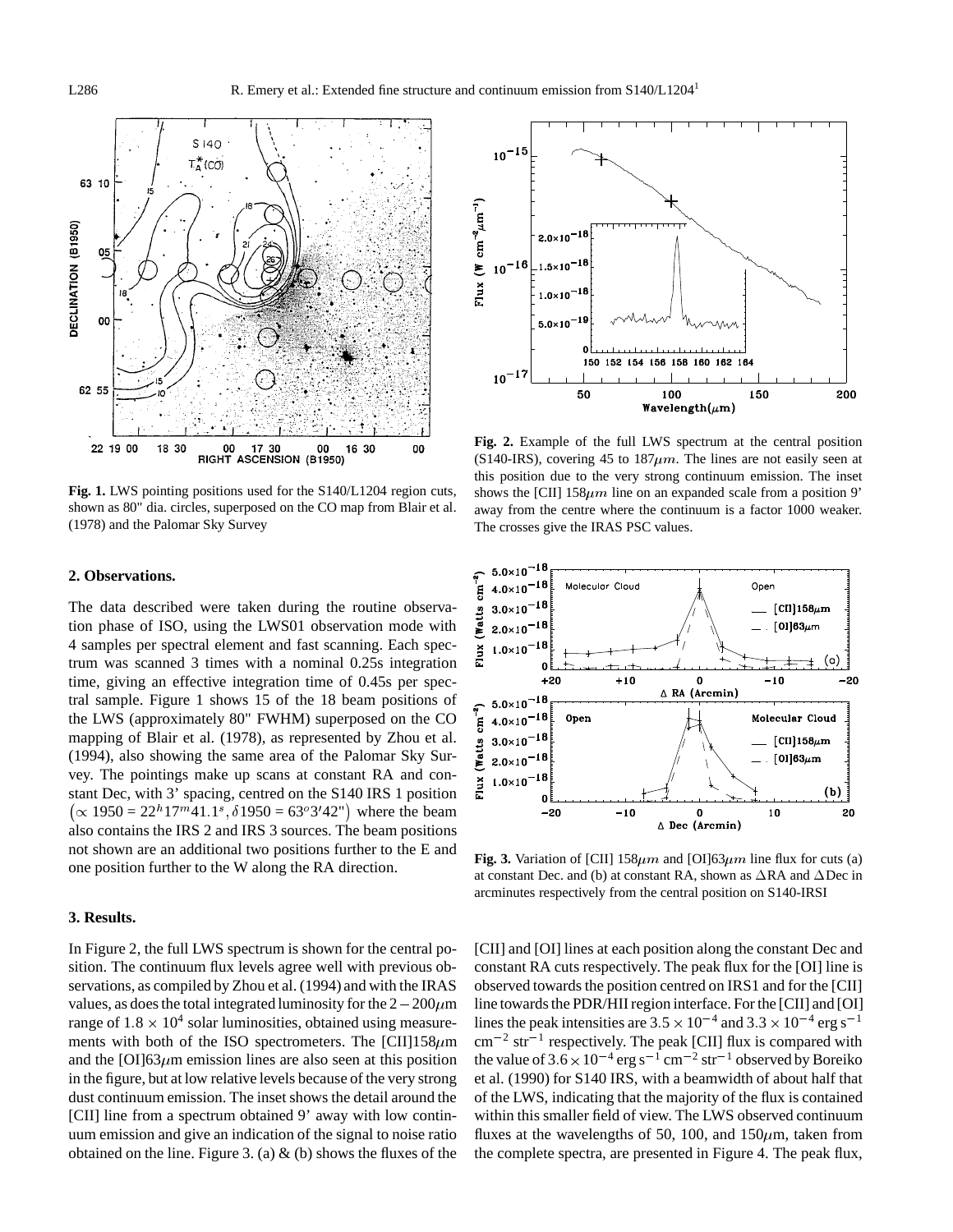**Fig. 1.** LWS pointing positions used for the S140/L1204 region cuts, shown as 80" dia. circles, superposed on the CO map from Blair et al. (1978) and the Palomar Sky Survey

**Fig. 2.** Example of the full LWS spectrum at the central position (S140-IRS), covering 45 to 187$\mu m$. The lines are not easily seen at this position due to the very strong continuum emission. The inset shows the [CII] 158$\mu m$ line on an expanded scale from a position 9' away from the centre where the continuum is a factor 1000 weaker. The crosses give the IRAS PSC values.

**Fig. 3.** Variation of [CII] 158$\mu m$ and [OI]63$\mu m$ line flux for cuts (a) at constant Dec. and (b) at constant RA, shown as $\Delta$RA and $\Delta$Dec in arcminutes respectively from the central position on S140-IRSI

## 2. Observations.

The data described were taken during the routine observation phase of ISO, using the LWS01 observation mode with 4 samples per spectral element and fast scanning. Each spectrum was scanned 3 times with a nominal 0.25s integration time, giving an effective integration time of 0.45s per spectral sample. Figure 1 shows 15 of the 18 beam positions of the LWS (approximately 80" FWHM) superposed on the CO mapping of Blair et al. (1978), as represented by Zhou et al. (1994), also showing the same area of the Palomar Sky Survey. The pointings make up scans at constant RA and constant Dec, with 3' spacing, centred on the S140 IRS 1 position $\left(\propto 1950 = 22^h17^m41.1^s, \delta1950 = 63^o3'42"\right)$ where the beam also contains the IRS 2 and IRS 3 sources. The beam positions not shown are an additional two positions further to the E and one position further to the W along the RA direction.

## 3. Results.

In Figure 2, the full LWS spectrum is shown for the central position. The continuum flux levels agree well with previous observations, as compiled by Zhou et al. (1994) and with the IRAS values, as does the total integrated luminosity for the $2-200\mu$m range of $1.8 \times 10^4$ solar luminosities, obtained using measurements with both of the ISO spectrometers. The [CII]158$\mu$m and the [OI]63$\mu$m emission lines are also seen at this position in the figure, but at low relative levels because of the very strong dust continuum emission. The inset shows the detail around the [CII] line from a spectrum obtained 9' away with low continuum emission and give an indication of the signal to noise ratio obtained on the line. Figure 3. (a) & (b) shows the fluxes of the [CII] and [OI] lines at each position along the constant Dec and constant RA cuts respectively. The peak flux for the [OI] line is observed towards the position centred on IRS1 and for the [CII] line towards the PDR/HII region interface. For the [CII] and [OI] lines the peak intensities are $3.5 \times 10^{-4}$ and $3.3 \times 10^{-4}$ erg s$^{-1}$ cm$^{-2}$ str$^{-1}$ respectively. The peak [CII] flux is compared with the value of $3.6 \times 10^{-4}$ erg s$^{-1}$ cm$^{-2}$ str$^{-1}$ observed by Boreiko et al. (1990) for S140 IRS, with a beamwidth of about half that of the LWS, indicating that the majority of the flux is contained within this smaller field of view. The LWS observed continuum fluxes at the wavelengths of 50, 100, and 150$\mu$m, taken from the complete spectra, are presented in Figure 4. The peak flux,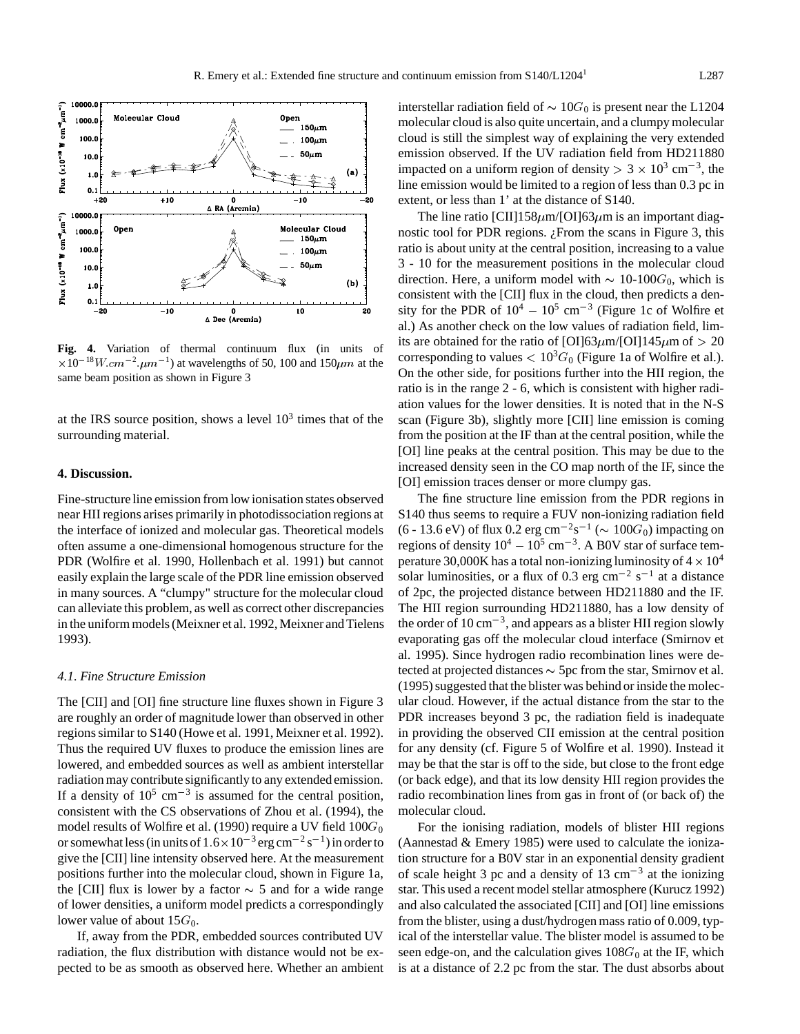**Fig. 4.** Variation of thermal continuum flux (in units of $\times 10^{-18} W.cm^{-2}.\mu m^{-1}$) at wavelengths of 50, 100 and 150$\mu m$ at the same beam position as shown in Figure 3

at the IRS source position, shows a level $10^3$ times that of the surrounding material.

## 4. Discussion.

Fine-structure line emission from low ionisation states observed near HII regions arises primarily in photodissociation regions at the interface of ionized and molecular gas. Theoretical models often assume a one-dimensional homogenous structure for the PDR (Wolfire et al. 1990, Hollenbach et al. 1991) but cannot easily explain the large scale of the PDR line emission observed in many sources. A "clumpy" structure for the molecular cloud can alleviate this problem, as well as correct other discrepancies in the uniform models (Meixner et al. 1992, Meixner and Tielens 1993).

### *4.1. Fine Structure Emission*

The [CII] and [OI] fine structure line fluxes shown in Figure 3 are roughly an order of magnitude lower than observed in other regions similar to S140 (Howe et al. 1991, Meixner et al. 1992). Thus the required UV fluxes to produce the emission lines are lowered, and embedded sources as well as ambient interstellar radiation may contribute significantly to any extended emission. If a density of $10^5$ cm$^{-3}$ is assumed for the central position, consistent with the CS observations of Zhou et al. (1994), the model results of Wolfire et al. (1990) require a UV field $100G_0$ or somewhat less (in units of $1.6\times10^{-3}$ erg cm$^{-2}$ s$^{-1}$) in order to give the [CII] line intensity observed here. At the measurement positions further into the molecular cloud, shown in Figure 1a, the [CII] flux is lower by a factor $\sim 5$ and for a wide range of lower densities, a uniform model predicts a correspondingly lower value of about $15G_0$.

If, away from the PDR, embedded sources contributed UV radiation, the flux distribution with distance would not be expected to be as smooth as observed here. Whether an ambient interstellar radiation field of $\sim 10G_0$ is present near the L1204 molecular cloud is also quite uncertain, and a clumpy molecular cloud is still the simplest way of explaining the very extended emission observed. If the UV radiation field from HD211880 impacted on a uniform region of density $> 3\times10^3$ cm$^{-3}$, the line emission would be limited to a region of less than 0.3 pc in extent, or less than 1' at the distance of S140.

The line ratio [CII]158$\mu$m/[OI]63$\mu$m is an important diagnostic tool for PDR regions. ¿From the scans in Figure 3, this ratio is about unity at the central position, increasing to a value 3 - 10 for the measurement positions in the molecular cloud direction. Here, a uniform model with $\sim$ 10-100$G_0$, which is consistent with the [CII] flux in the cloud, then predicts a density for the PDR of $10^4 - 10^5$ cm$^{-3}$ (Figure 1c of Wolfire et al.) As another check on the low values of radiation field, limits are obtained for the ratio of [OI]63$\mu$m/[OI]145$\mu$m of $> 20$ corresponding to values $< 10^3G_0$ (Figure 1a of Wolfire et al.). On the other side, for positions further into the HII region, the ratio is in the range 2 - 6, which is consistent with higher radiation values for the lower densities. It is noted that in the N-S scan (Figure 3b), slightly more [CII] line emission is coming from the position at the IF than at the central position, while the [OI] line peaks at the central position. This may be due to the increased density seen in the CO map north of the IF, since the [OI] emission traces denser or more clumpy gas.

The fine structure line emission from the PDR regions in S140 thus seems to require a FUV non-ionizing radiation field (6 - 13.6 eV) of flux 0.2 erg cm$^{-2}$s$^{-1}$ ($\sim 100G_0$) impacting on regions of density $10^4 - 10^5$ cm$^{-3}$. A B0V star of surface temperature 30,000K has a total non-ionizing luminosity of $4\times10^4$ solar luminosities, or a flux of 0.3 erg cm$^{-2}$ s$^{-1}$ at a distance of 2pc, the projected distance between HD211880 and the IF. The HII region surrounding HD211880, has a low density of the order of 10 cm$^{-3}$, and appears as a blister HII region slowly evaporating gas off the molecular cloud interface (Smirnov et al. 1995). Since hydrogen radio recombination lines were detected at projected distances $\sim$ 5pc from the star, Smirnov et al. (1995) suggested that the blister was behind or inside the molecular cloud. However, if the actual distance from the star to the PDR increases beyond 3 pc, the radiation field is inadequate in providing the observed CII emission at the central position for any density (cf. Figure 5 of Wolfire et al. 1990). Instead it may be that the star is off to the side, but close to the front edge (or back edge), and that its low density HII region provides the radio recombination lines from gas in front of (or back of) the molecular cloud.

For the ionising radiation, models of blister HII regions (Aannestad & Emery 1985) were used to calculate the ionization structure for a B0V star in an exponential density gradient of scale height 3 pc and a density of 13 cm$^{-3}$ at the ionizing star. This used a recent model stellar atmosphere (Kurucz 1992) and also calculated the associated [CII] and [OI] line emissions from the blister, using a dust/hydrogen mass ratio of 0.009, typical of the interstellar value. The blister model is assumed to be seen edge-on, and the calculation gives $108G_0$ at the IF, which is at a distance of 2.2 pc from the star. The dust absorbs about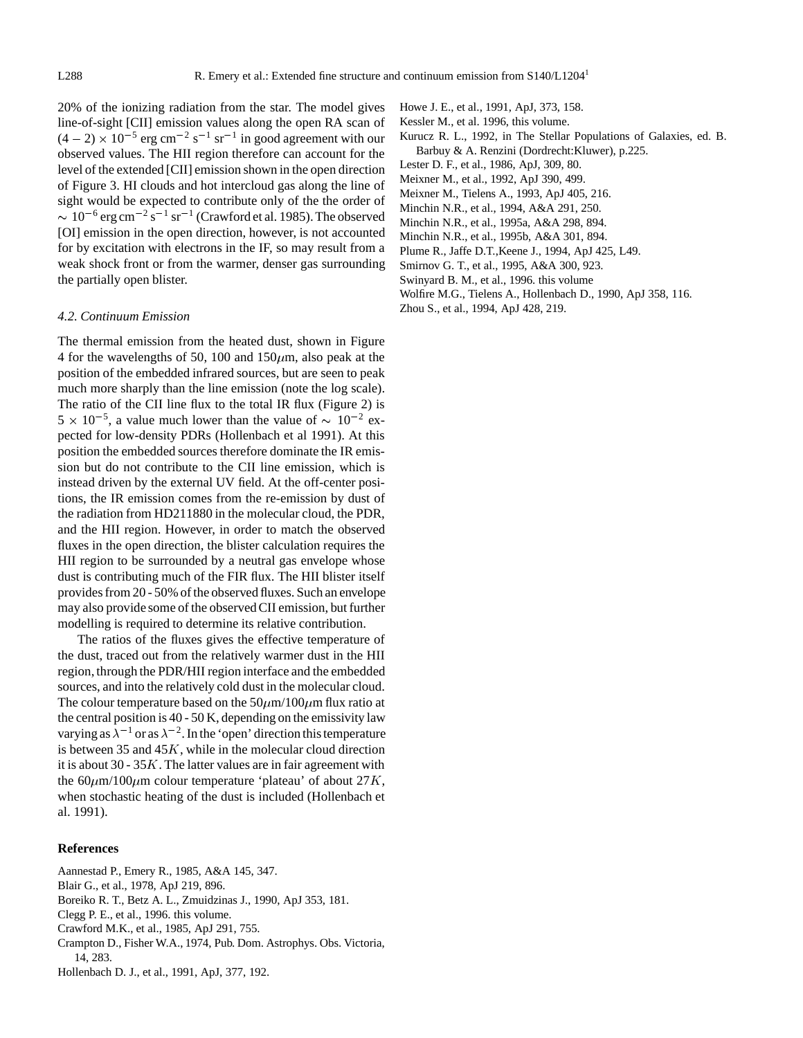20% of the ionizing radiation from the star. The model gives line-of-sight [CII] emission values along the open RA scan of $(4-2) \times 10^{-5}$ erg cm$^{-2}$ s$^{-1}$ sr$^{-1}$ in good agreement with our observed values. The HII region therefore can account for the level of the extended [CII] emission shown in the open direction of Figure 3. HI clouds and hot intercloud gas along the line of sight would be expected to contribute only of the the order of $\sim 10^{-6}$ erg cm$^{-2}$ s$^{-1}$ sr$^{-1}$ (Crawford et al. 1985). The observed [OI] emission in the open direction, however, is not accounted for by excitation with electrons in the IF, so may result from a weak shock front or from the warmer, denser gas surrounding the partially open blister.

### 4.2. Continuum Emission

The thermal emission from the heated dust, shown in Figure 4 for the wavelengths of 50, 100 and 150$\mu$m, also peak at the position of the embedded infrared sources, but are seen to peak much more sharply than the line emission (note the log scale). The ratio of the CII line flux to the total IR flux (Figure 2) is $5 \times 10^{-5}$, a value much lower than the value of $\sim 10^{-2}$ expected for low-density PDRs (Hollenbach et al 1991). At this position the embedded sources therefore dominate the IR emission but do not contribute to the CII line emission, which is instead driven by the external UV field. At the off-center positions, the IR emission comes from the re-emission by dust of the radiation from HD211880 in the molecular cloud, the PDR, and the HII region. However, in order to match the observed fluxes in the open direction, the blister calculation requires the HII region to be surrounded by a neutral gas envelope whose dust is contributing much of the FIR flux. The HII blister itself provides from 20 - 50% of the observed fluxes. Such an envelope may also provide some of the observed CII emission, but further modelling is required to determine its relative contribution.

The ratios of the fluxes gives the effective temperature of the dust, traced out from the relatively warmer dust in the HII region, through the PDR/HII region interface and the embedded sources, and into the relatively cold dust in the molecular cloud. The colour temperature based on the 50$\mu$m/100$\mu$m flux ratio at the central position is 40 - 50 K, depending on the emissivity law varying as $\lambda^{-1}$ or as $\lambda^{-2}$. In the 'open' direction this temperature is between 35 and 45$K$, while in the molecular cloud direction it is about 30 - 35$K$. The latter values are in fair agreement with the 60$\mu$m/100$\mu$m colour temperature 'plateau' of about 27$K$, when stochastic heating of the dust is included (Hollenbach et al. 1991).

## References

Aannestad P., Emery R., 1985, A&A 145, 347.

Blair G., et al., 1978, ApJ 219, 896.

Boreiko R. T., Betz A. L., Zmuidzinas J., 1990, ApJ 353, 181.

Clegg P. E., et al., 1996. this volume.

Crawford M.K., et al., 1985, ApJ 291, 755.

Crampton D., Fisher W.A., 1974, Pub. Dom. Astrophys. Obs. Victoria, 14, 283.

Hollenbach D. J., et al., 1991, ApJ, 377, 192.

Howe J. E., et al., 1991, ApJ, 373, 158.

Kessler M., et al. 1996, this volume.

Kurucz R. L., 1992, in The Stellar Populations of Galaxies, ed. B. Barbuy & A. Renzini (Dordrecht:Kluwer), p.225.

Lester D. F., et al., 1986, ApJ, 309, 80.

Meixner M., et al., 1992, ApJ 390, 499.

Meixner M., Tielens A., 1993, ApJ 405, 216.

Minchin N.R., et al., 1994, A&A 291, 250.

Minchin N.R., et al., 1995a, A&A 298, 894.

Minchin N.R., et al., 1995b, A&A 301, 894.

Plume R., Jaffe D.T.,Keene J., 1994, ApJ 425, L49.

Smirnov G. T., et al., 1995, A&A 300, 923.

Swinyard B. M., et al., 1996. this volume

Wolfire M.G., Tielens A., Hollenbach D., 1990, ApJ 358, 116.

Zhou S., et al., 1994, ApJ 428, 219.